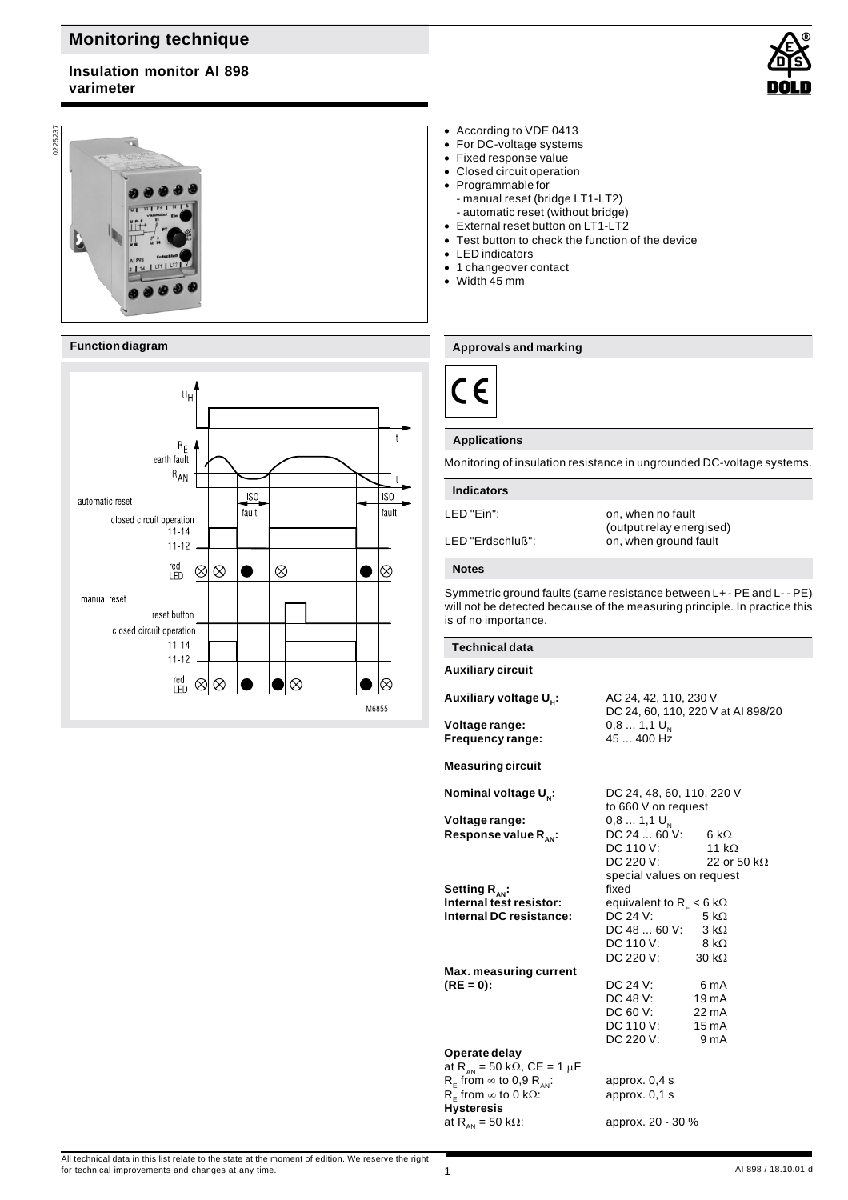# Monitoring technique

## Insulation monitor AI 898 varimeter

- According to VDE 0413
- For DC-voltage systems
- Fixed response value
- Closed circuit operation
- Programmable for
  - manual reset (bridge LT1-LT2)
  - automatic reset (without bridge)
- External reset button on LT1-LT2
- Test button to check the function of the device
- LED indicators
- 1 changeover contact
- Width 45 mm

### Function diagram

### Approvals and marking

CE

### Applications

Monitoring of insulation resistance in ungrounded DC-voltage systems.

### Indicators

| | |
|---|---|
| LED "Ein": | on, when no fault (output relay energised) |
| LED "Erdschluß": | on, when ground fault |

### Notes

Symmetric ground faults (same resistance between L+ - PE and L- - PE) will not be detected because of the measuring principle. In practice this is of no importance.

### Technical data

#### Auxiliary circuit

| | |
|---|---|
| **Auxiliary voltage $U_H$:** | AC 24, 42, 110, 230 V<br>DC 24, 60, 110, 220 V at AI 898/20 |
| **Voltage range:** | 0,8 ... 1,1 $U_N$ |
| **Frequency range:** | 45 ... 400 Hz |

#### Measuring circuit

| | | |
|---|---|---|
| **Nominal voltage $U_N$:** | DC 24, 48, 60, 110, 220 V<br>to 660 V on request | |
| **Voltage range:** | 0,8 ... 1,1 $U_N$ | |
| **Response value $R_{AN}$:** | DC 24 ... 60 V: | 6 kΩ |
| | DC 110 V: | 11 kΩ |
| | DC 220 V: | 22 or 50 kΩ |
| | special values on request | |
| **Setting $R_{AN}$:** | fixed | |
| **Internal test resistor:** | equivalent to $R_E$ < 6 kΩ | |
| **Internal DC resistance:** | DC 24 V: | 5 kΩ |
| | DC 48 ... 60 V: | 3 kΩ |
| | DC 110 V: | 8 kΩ |
| | DC 220 V: | 30 kΩ |
| **Max. measuring current (RE = 0):** | DC 24 V: | 6 mA |
| | DC 48 V: | 19 mA |
| | DC 60 V: | 22 mA |
| | DC 110 V: | 15 mA |
| | DC 220 V: | 9 mA |
| **Operate delay** at $R_{AN}$ = 50 kΩ, CE = 1 μF | | |
| $R_E$ from ∞ to 0,9 $R_{AN}$: | approx. 0,4 s | |
| $R_E$ from ∞ to 0 kΩ: | approx. 0,1 s | |
| **Hysteresis** at $R_{AN}$ = 50 kΩ: | approx. 20 - 30 % | |

All technical data in this list relate to the state at the moment of edition. We reserve the right for technical improvements and changes at any time.

AI 898 / 18.10.01 d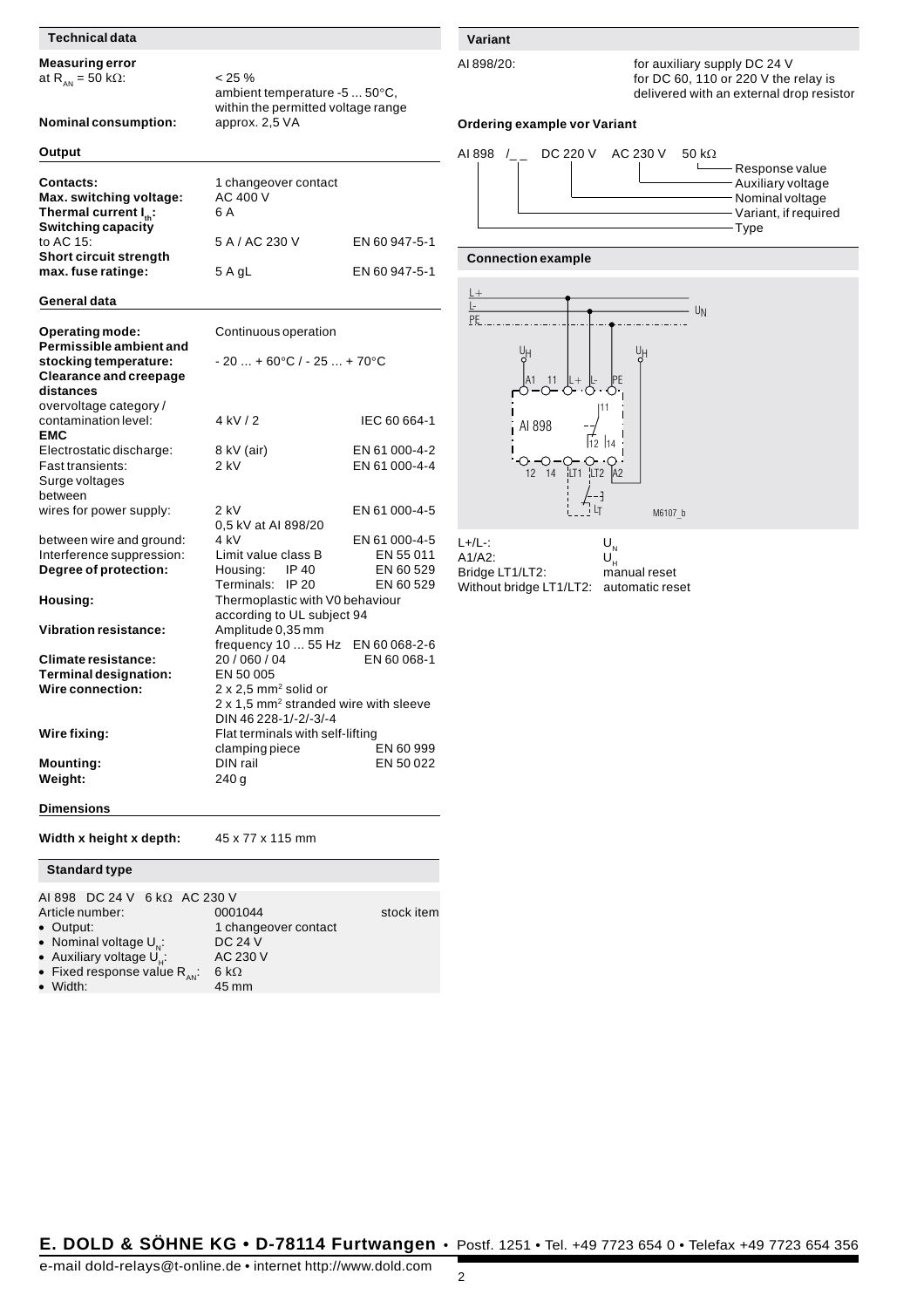## Technical data

| | | |
|---|---|---|
| **Measuring error** at $R_{AN}$ = 50 kΩ: | < 25 % ambient temperature -5 ... 50°C, within the permitted voltage range | |
| **Nominal consumption:** | approx. 2,5 VA | |

### Output

| | | |
|---|---|---|
| **Contacts:** | 1 changeover contact | |
| **Max. switching voltage:** | AC 400 V | |
| **Thermal current $I_{th}$:** | 6 A | |
| **Switching capacity** to AC 15: | 5 A / AC 230 V | EN 60 947-5-1 |
| **Short circuit strength max. fuse ratinge:** | 5 A gL | EN 60 947-5-1 |

### General data

| | | |
|---|---|---|
| **Operating mode:** | Continuous operation | |
| **Permissible ambient and stocking temperature:** | - 20 ... + 60°C / - 25 ... + 70°C | |
| **Clearance and creepage distances** | | |
| overvoltage category / contamination level: | 4 kV / 2 | IEC 60 664-1 |
| **EMC** | | |
| Electrostatic discharge: | 8 kV (air) | EN 61 000-4-2 |
| Fast transients: | 2 kV | EN 61 000-4-4 |
| Surge voltages between | | |
| wires for power supply: | 2 kV<br>0,5 kV at AI 898/20 | EN 61 000-4-5 |
| between wire and ground: | 4 kV | EN 61 000-4-5 |
| Interference suppression: | Limit value class B | EN 55 011 |
| **Degree of protection:** | Housing: IP 40 | EN 60 529 |
| | Terminals: IP 20 | EN 60 529 |
| **Housing:** | Thermoplastic with V0 behaviour according to UL subject 94 | |
| **Vibration resistance:** | Amplitude 0,35 mm frequency 10 ... 55 Hz | EN 60 068-2-6 |
| **Climate resistance:** | 20 / 060 / 04 | EN 60 068-1 |
| **Terminal designation:** | EN 50 005 | |
| **Wire connection:** | 2 x 2,5 mm² solid or 2 x 1,5 mm² stranded wire with sleeve DIN 46 228-1/-2/-3/-4 | |
| **Wire fixing:** | Flat terminals with self-lifting clamping piece | EN 60 999 |
| **Mounting:** | DIN rail | EN 50 022 |
| **Weight:** | 240 g | |

### Dimensions

**Width x height x depth:** 45 x 77 x 115 mm

## Standard type

AI 898 DC 24 V 6 kΩ AC 230 V

| | | |
|---|---|---|
| Article number: | 0001044 | stock item |
| • Output: | 1 changeover contact | |
| • Nominal voltage $U_N$: | DC 24 V | |
| • Auxiliary voltage $U_H$: | AC 230 V | |
| • Fixed response value $R_{AN}$: | 6 kΩ | |
| • Width: | 45 mm | |

## Variant

AI 898/20: for auxiliary supply DC 24 V for DC 60, 110 or 220 V the relay is delivered with an external drop resistor

### Ordering example vor Variant

AI 898 /_ _ DC 220 V AC 230 V 50 kΩ

- Response value
- Auxiliary voltage
- Nominal voltage
- Variant, if required
- Type

### Connection example

L+
L-
PE
UN
UH
UH
A1 11 L+ L- PE
11
AI 898
12 14
12 14 LT1 LT2 A2
LT
M6107_b

| | |
|---|---|
| L+/L-: | $U_N$ |
| A1/A2: | $U_H$ |
| Bridge LT1/LT2: | manual reset |
| Without bridge LT1/LT2: | automatic reset |

**E. DOLD & SÖHNE KG • D-78114 Furtwangen** • Postf. 1251 • Tel. +49 7723 654 0 • Telefax +49 7723 654 356
e-mail dold-relays@t-online.de • internet http://www.dold.com